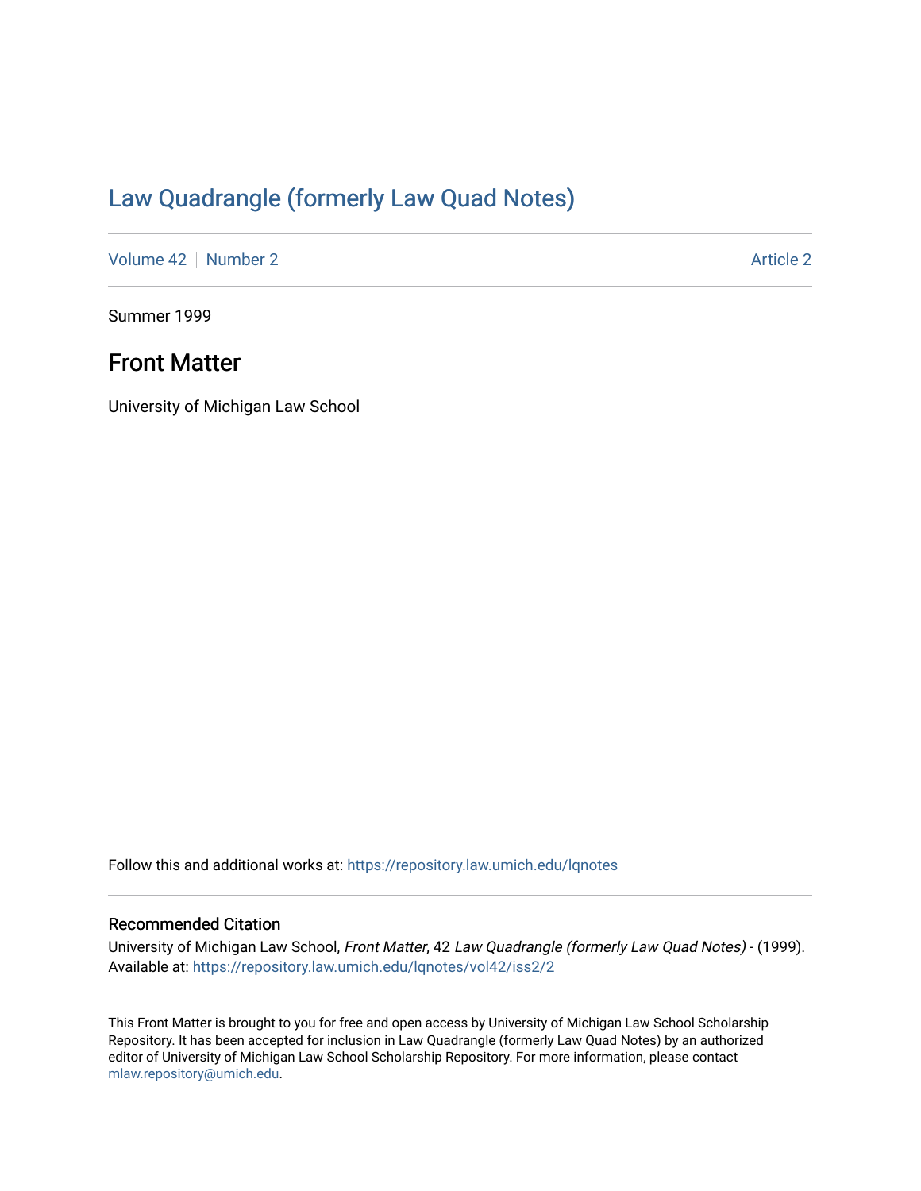# Law Quadrangle (formerly Law Quad Notes)

Volume 42 | Number 2 | Article 2

Summer 1999

## Front Matter

University of Michigan Law School

Follow this and additional works at: https://repository.law.umich.edu/lqnotes

### Recommended Citation

University of Michigan Law School, *Front Matter*, 42 *Law Quadrangle (formerly Law Quad Notes)* - (1999).
Available at: https://repository.law.umich.edu/lqnotes/vol42/iss2/2

This Front Matter is brought to you for free and open access by University of Michigan Law School Scholarship Repository. It has been accepted for inclusion in Law Quadrangle (formerly Law Quad Notes) by an authorized editor of University of Michigan Law School Scholarship Repository. For more information, please contact mlaw.repository@umich.edu.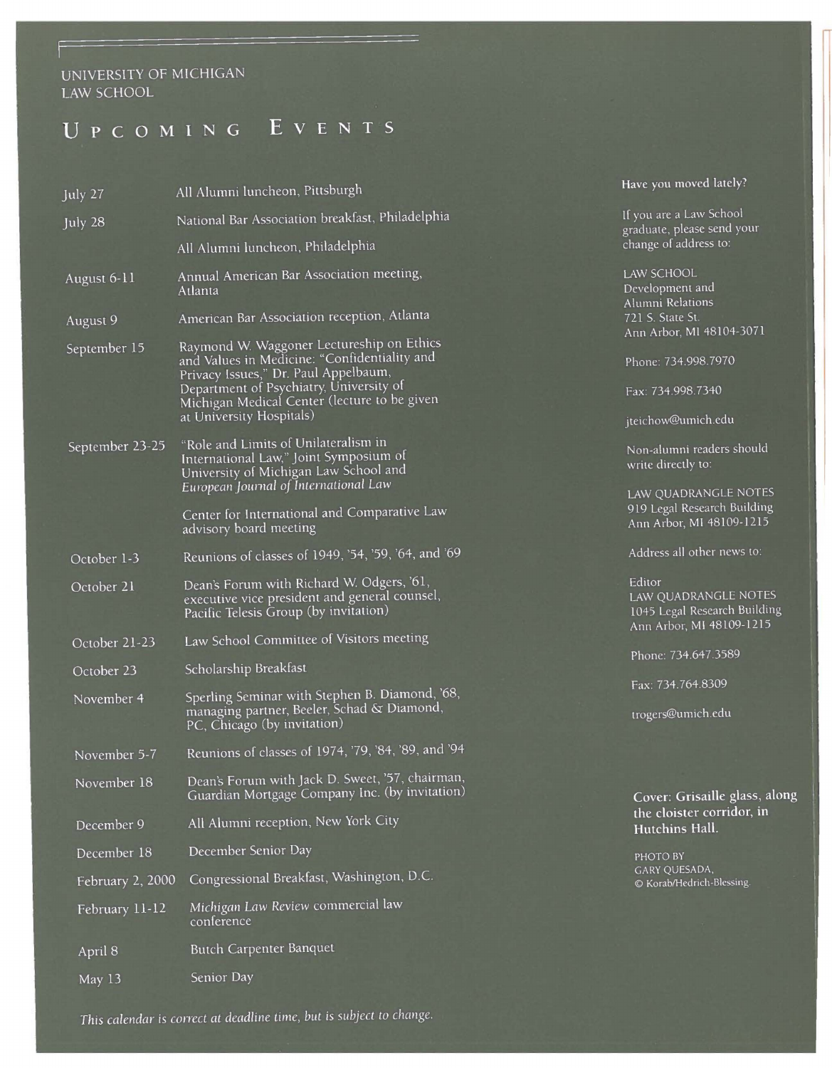UNIVERSITY OF MICHIGAN
LAW SCHOOL

# Upcoming Events

| | |
|---|---|
| July 27 | All Alumni luncheon, Pittsburgh |
| July 28 | National Bar Association breakfast, Philadelphia |
| | All Alumni luncheon, Philadelphia |
| August 6-11 | Annual American Bar Association meeting, Atlanta |
| August 9 | American Bar Association reception, Atlanta |
| September 15 | Raymond W. Waggoner Lectureship on Ethics and Values in Medicine: "Confidentiality and Privacy Issues," Dr. Paul Appelbaum, Department of Psychiatry, University of Michigan Medical Center (lecture to be given at University Hospitals) |
| September 23-25 | "Role and Limits of Unilateralism in International Law," Joint Symposium of University of Michigan Law School and *European Journal of International Law* |
| | Center for International and Comparative Law advisory board meeting |
| October 1-3 | Reunions of classes of 1949, '54, '59, '64, and '69 |
| October 21 | Dean's Forum with Richard W. Odgers, '61, executive vice president and general counsel, Pacific Telesis Group (by invitation) |
| October 21-23 | Law School Committee of Visitors meeting |
| October 23 | Scholarship Breakfast |
| November 4 | Sperling Seminar with Stephen B. Diamond, '68, managing partner, Beeler, Schad & Diamond, PC, Chicago (by invitation) |
| November 5-7 | Reunions of classes of 1974, '79, '84, '89, and '94 |
| November 18 | Dean's Forum with Jack D. Sweet, '57, chairman, Guardian Mortgage Company Inc. (by invitation) |
| December 9 | All Alumni reception, New York City |
| December 18 | December Senior Day |
| February 2, 2000 | Congressional Breakfast, Washington, D.C. |
| February 11-12 | *Michigan Law Review* commercial law conference |
| April 8 | Butch Carpenter Banquet |
| May 13 | Senior Day |

*This calendar is correct at deadline time, but is subject to change.*

**Have you moved lately?**

If you are a Law School graduate, please send your change of address to:

LAW SCHOOL
Development and
Alumni Relations
721 S. State St.
Ann Arbor, MI 48104-3071

Phone: 734.998.7970

Fax: 734.998.7340

jteichow@umich.edu

Non-alumni readers should write directly to:

LAW QUADRANGLE NOTES
919 Legal Research Building
Ann Arbor, MI 48109-1215

Address all other news to:

Editor
LAW QUADRANGLE NOTES
1045 Legal Research Building
Ann Arbor, MI 48109-1215

Phone: 734.647.3589

Fax: 734.764.8309

trogers@umich.edu

**Cover: Grisaille glass, along the cloister corridor, in Hutchins Hall.**

PHOTO BY
GARY QUESADA,
© Korab/Hedrich-Blessing.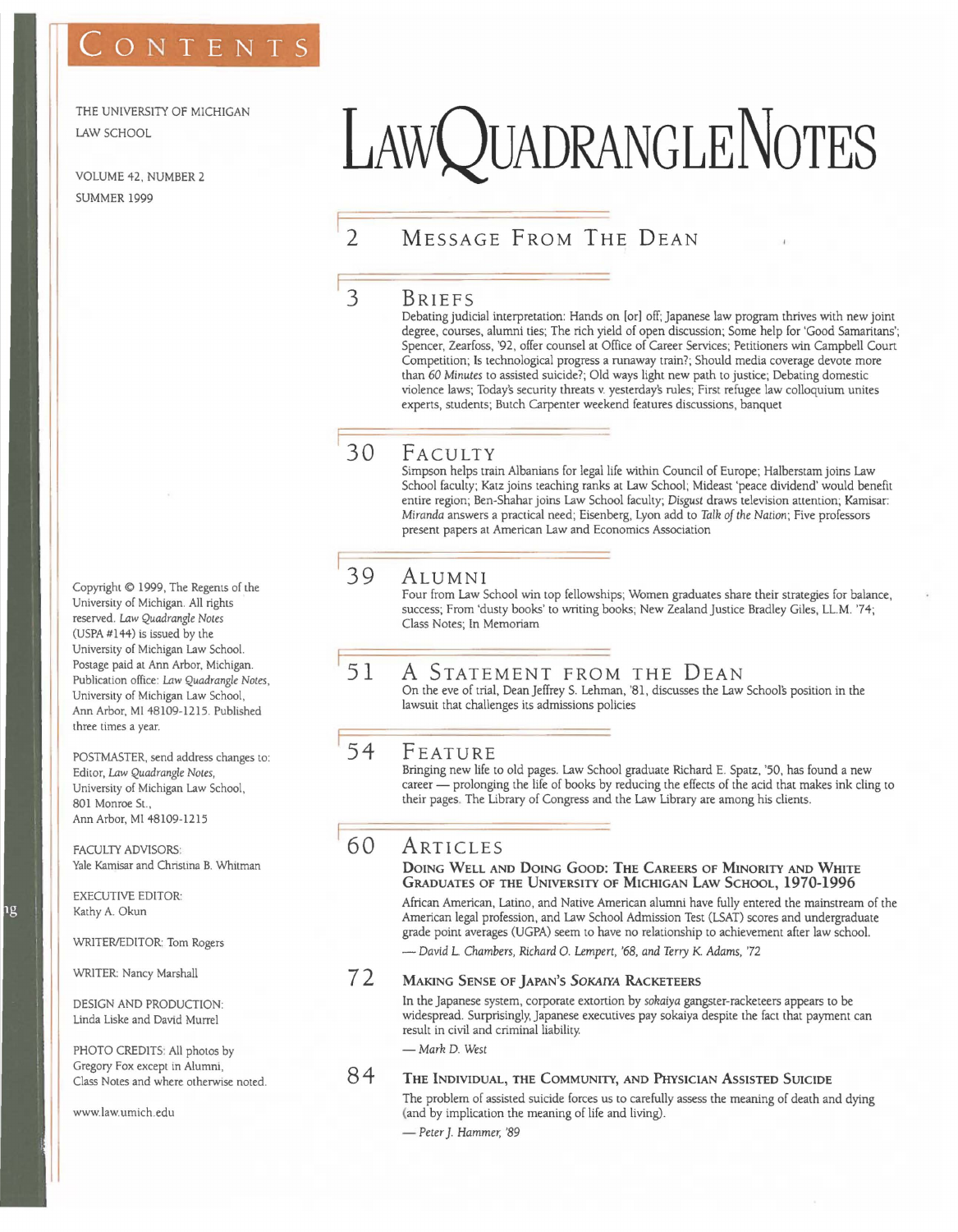# CONTENTS

THE UNIVERSITY OF MICHIGAN
LAW SCHOOL

VOLUME 42, NUMBER 2
SUMMER 1999

# LAW QUADRANGLE NOTES

## 2 MESSAGE FROM THE DEAN

## 3 BRIEFS

Debating judicial interpretation: Hands on [or] off; Japanese law program thrives with new joint degree, courses, alumni ties; The rich yield of open discussion; Some help for 'Good Samaritans'; Spencer, Zearfoss, '92, offer counsel at Office of Career Services; Petitioners win Campbell Court Competition; Is technological progress a runaway train?; Should media coverage devote more than *60 Minutes* to assisted suicide?; Old ways light new path to justice; Debating domestic violence laws; Today's security threats v. yesterday's rules; First refugee law colloquium unites experts, students; Butch Carpenter weekend features discussions, banquet

## 30 FACULTY

Simpson helps train Albanians for legal life within Council of Europe; Halberstam joins Law School faculty; Katz joins teaching ranks at Law School; Mideast 'peace dividend' would benefit entire region; Ben-Shahar joins Law School faculty; *Disgust* draws television attention; Kamisar: *Miranda* answers a practical need; Eisenberg, Lyon add to *Talk of the Nation*; Five professors present papers at American Law and Economics Association

## 39 ALUMNI

Four from Law School win top fellowships; Women graduates share their strategies for balance, success; From 'dusty books' to writing books; New Zealand Justice Bradley Giles, LL.M. '74; Class Notes; In Memoriam

## 51 A STATEMENT FROM THE DEAN

On the eve of trial, Dean Jeffrey S. Lehman, '81, discusses the Law School's position in the lawsuit that challenges its admissions policies

## 54 FEATURE

Bringing new life to old pages. Law School graduate Richard E. Spatz, '50, has found a new career — prolonging the life of books by reducing the effects of the acid that makes ink cling to their pages. The Library of Congress and the Law Library are among his clients.

## 60 ARTICLES

### DOING WELL AND DOING GOOD: THE CAREERS OF MINORITY AND WHITE GRADUATES OF THE UNIVERSITY OF MICHIGAN LAW SCHOOL, 1970-1996

African American, Latino, and Native American alumni have fully entered the mainstream of the American legal profession, and Law School Admission Test (LSAT) scores and undergraduate grade point averages (UGPA) seem to have no relationship to achievement after law school.

*— David L. Chambers, Richard O. Lempert, '68, and Terry K. Adams, '72*

### 72 MAKING SENSE OF JAPAN'S *SOKAIYA* RACKETEERS

In the Japanese system, corporate extortion by *sokaiya* gangster-racketeers appears to be widespread. Surprisingly, Japanese executives pay sokaiya despite the fact that payment can result in civil and criminal liability.

*— Mark D. West*

### 84 THE INDIVIDUAL, THE COMMUNITY, AND PHYSICIAN ASSISTED SUICIDE

The problem of assisted suicide forces us to carefully assess the meaning of death and dying (and by implication the meaning of life and living).

*— Peter J. Hammer, '89*

---

Copyright © 1999, The Regents of the University of Michigan. All rights reserved. *Law Quadrangle Notes* (USPA #144) is issued by the University of Michigan Law School. Postage paid at Ann Arbor, Michigan. Publication office: *Law Quadrangle Notes*, University of Michigan Law School, Ann Arbor, MI 48109-1215. Published three times a year.

POSTMASTER, send address changes to: Editor, *Law Quadrangle Notes*, University of Michigan Law School, 801 Monroe St., Ann Arbor, MI 48109-1215

FACULTY ADVISORS: Yale Kamisar and Christina B. Whitman

EXECUTIVE EDITOR: Kathy A. Okun

WRITER/EDITOR: Tom Rogers

WRITER: Nancy Marshall

DESIGN AND PRODUCTION: Linda Liske and David Murrel

PHOTO CREDITS: All photos by Gregory Fox except in Alumni, Class Notes and where otherwise noted.

www.law.umich.edu